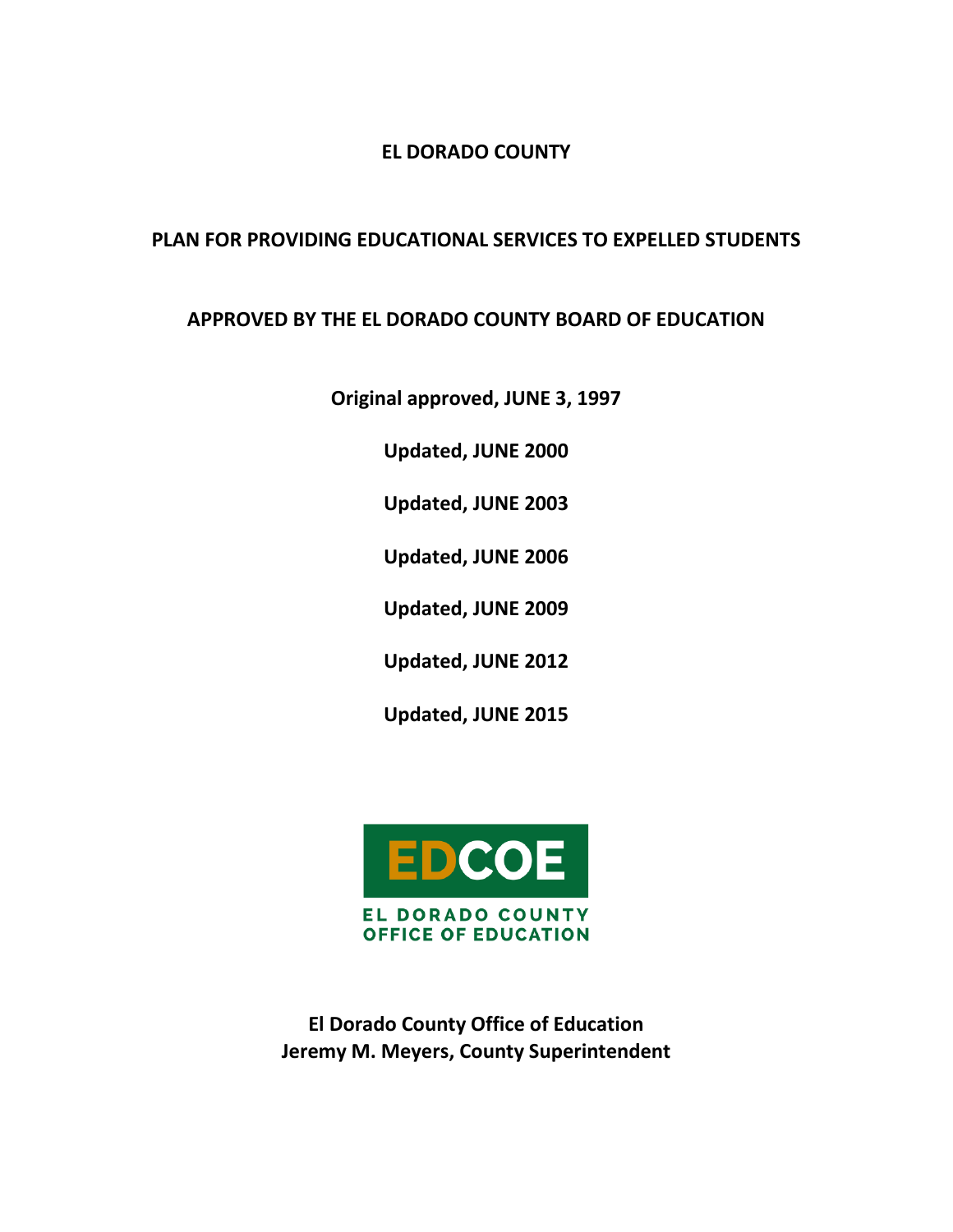# EL DORADO COUNTY

## PLAN FOR PROVIDING EDUCATIONAL SERVICES TO EXPELLED STUDENTS

## APPROVED BY THE EL DORADO COUNTY BOARD OF EDUCATION

**Original approved, JUNE 3, 1997**

**Updated, JUNE 2000**

**Updated, JUNE 2003**

**Updated, JUNE 2006**

**Updated, JUNE 2009**

**Updated, JUNE 2012**

**Updated, JUNE 2015**

EDCOE

EL DORADO COUNTY OFFICE OF EDUCATION

**El Dorado County Office of Education**
**Jeremy M. Meyers, County Superintendent**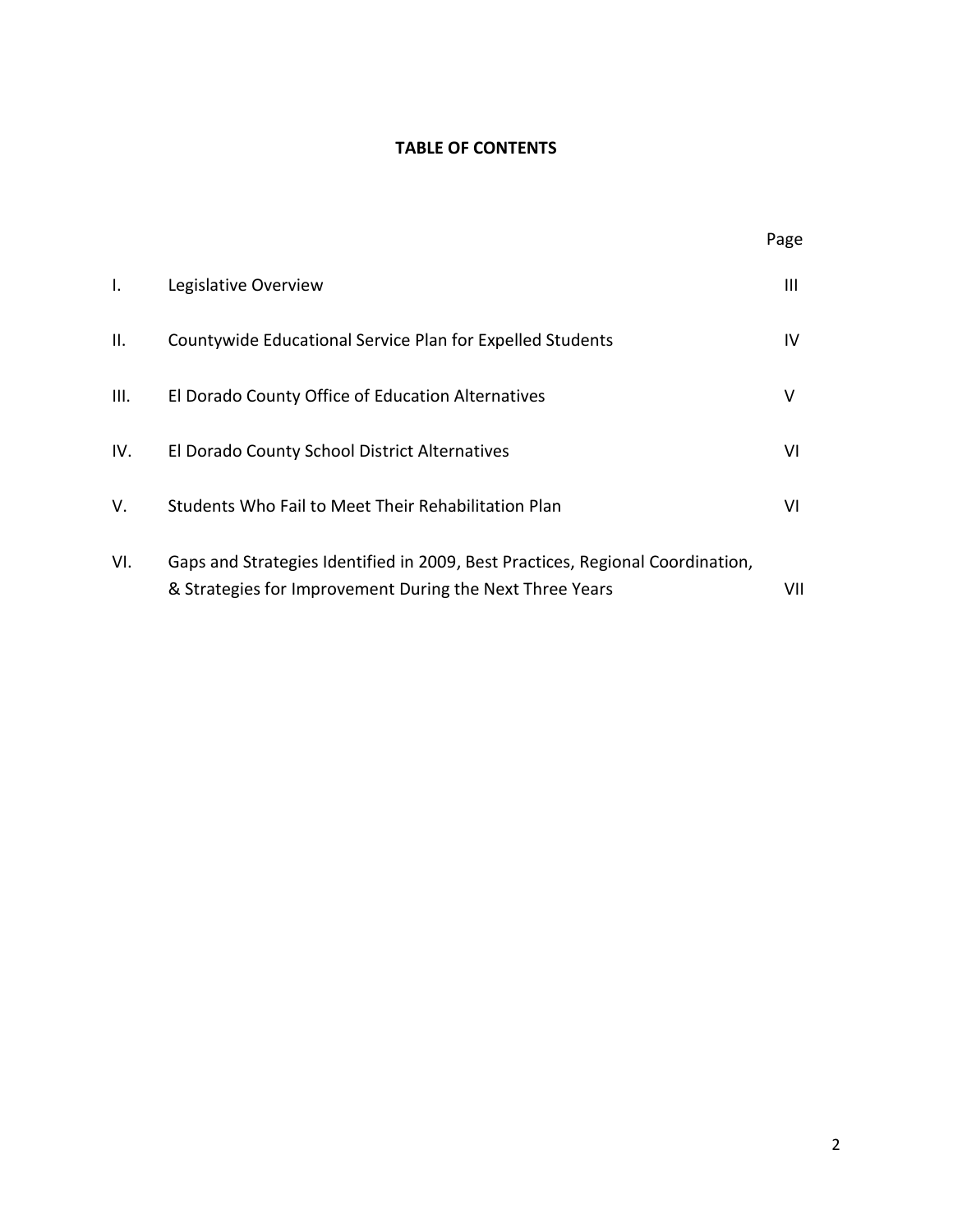# TABLE OF CONTENTS

| | | Page |
|---|---|---|
| I. | Legislative Overview | III |
| II. | Countywide Educational Service Plan for Expelled Students | IV |
| III. | El Dorado County Office of Education Alternatives | V |
| IV. | El Dorado County School District Alternatives | VI |
| V. | Students Who Fail to Meet Their Rehabilitation Plan | VI |
| VI. | Gaps and Strategies Identified in 2009, Best Practices, Regional Coordination, & Strategies for Improvement During the Next Three Years | VII |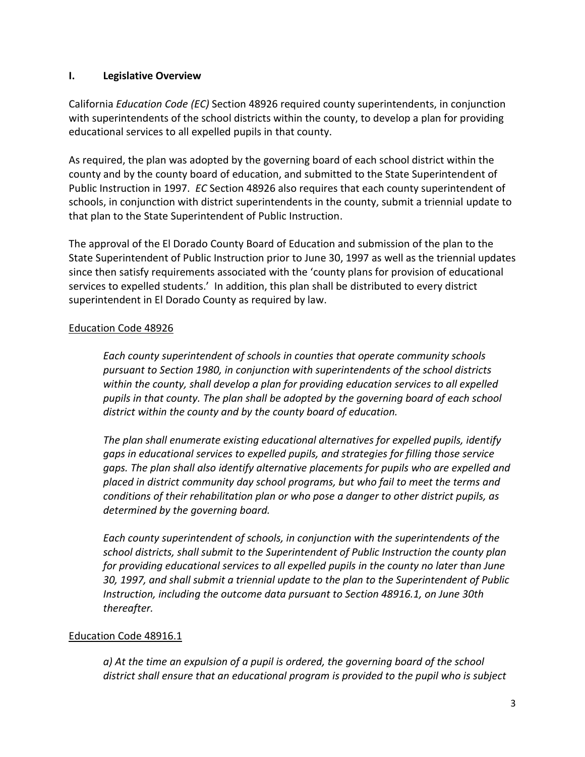## I. Legislative Overview

California *Education Code (EC)* Section 48926 required county superintendents, in conjunction with superintendents of the school districts within the county, to develop a plan for providing educational services to all expelled pupils in that county.

As required, the plan was adopted by the governing board of each school district within the county and by the county board of education, and submitted to the State Superintendent of Public Instruction in 1997. *EC* Section 48926 also requires that each county superintendent of schools, in conjunction with district superintendents in the county, submit a triennial update to that plan to the State Superintendent of Public Instruction.

The approval of the El Dorado County Board of Education and submission of the plan to the State Superintendent of Public Instruction prior to June 30, 1997 as well as the triennial updates since then satisfy requirements associated with the 'county plans for provision of educational services to expelled students.' In addition, this plan shall be distributed to every district superintendent in El Dorado County as required by law.

<u>Education Code 48926</u>

> *Each county superintendent of schools in counties that operate community schools pursuant to Section 1980, in conjunction with superintendents of the school districts within the county, shall develop a plan for providing education services to all expelled pupils in that county. The plan shall be adopted by the governing board of each school district within the county and by the county board of education.*
>
> *The plan shall enumerate existing educational alternatives for expelled pupils, identify gaps in educational services to expelled pupils, and strategies for filling those service gaps. The plan shall also identify alternative placements for pupils who are expelled and placed in district community day school programs, but who fail to meet the terms and conditions of their rehabilitation plan or who pose a danger to other district pupils, as determined by the governing board.*
>
> *Each county superintendent of schools, in conjunction with the superintendents of the school districts, shall submit to the Superintendent of Public Instruction the county plan for providing educational services to all expelled pupils in the county no later than June 30, 1997, and shall submit a triennial update to the plan to the Superintendent of Public Instruction, including the outcome data pursuant to Section 48916.1, on June 30th thereafter.*

<u>Education Code 48916.1</u>

> *a) At the time an expulsion of a pupil is ordered, the governing board of the school district shall ensure that an educational program is provided to the pupil who is subject*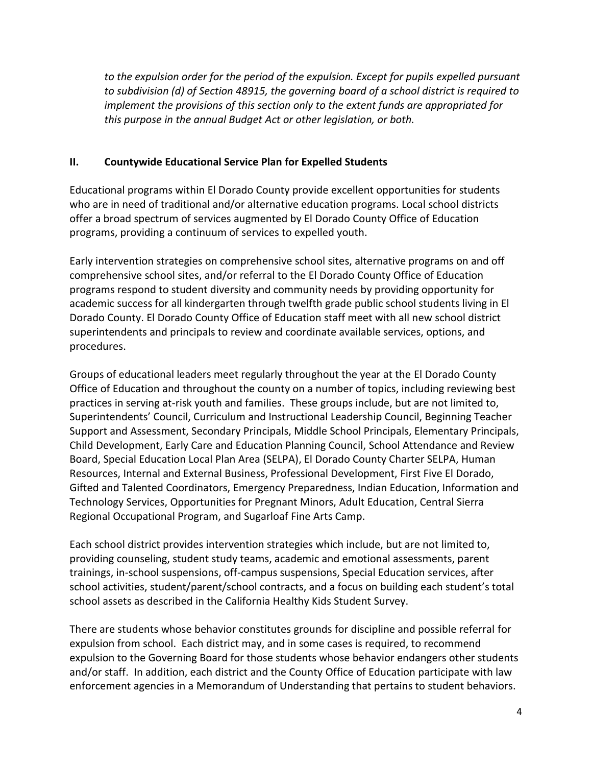*to the expulsion order for the period of the expulsion. Except for pupils expelled pursuant to subdivision (d) of Section 48915, the governing board of a school district is required to implement the provisions of this section only to the extent funds are appropriated for this purpose in the annual Budget Act or other legislation, or both.*

## II. Countywide Educational Service Plan for Expelled Students

Educational programs within El Dorado County provide excellent opportunities for students who are in need of traditional and/or alternative education programs. Local school districts offer a broad spectrum of services augmented by El Dorado County Office of Education programs, providing a continuum of services to expelled youth.

Early intervention strategies on comprehensive school sites, alternative programs on and off comprehensive school sites, and/or referral to the El Dorado County Office of Education programs respond to student diversity and community needs by providing opportunity for academic success for all kindergarten through twelfth grade public school students living in El Dorado County. El Dorado County Office of Education staff meet with all new school district superintendents and principals to review and coordinate available services, options, and procedures.

Groups of educational leaders meet regularly throughout the year at the El Dorado County Office of Education and throughout the county on a number of topics, including reviewing best practices in serving at-risk youth and families. These groups include, but are not limited to, Superintendents' Council, Curriculum and Instructional Leadership Council, Beginning Teacher Support and Assessment, Secondary Principals, Middle School Principals, Elementary Principals, Child Development, Early Care and Education Planning Council, School Attendance and Review Board, Special Education Local Plan Area (SELPA), El Dorado County Charter SELPA, Human Resources, Internal and External Business, Professional Development, First Five El Dorado, Gifted and Talented Coordinators, Emergency Preparedness, Indian Education, Information and Technology Services, Opportunities for Pregnant Minors, Adult Education, Central Sierra Regional Occupational Program, and Sugarloaf Fine Arts Camp.

Each school district provides intervention strategies which include, but are not limited to, providing counseling, student study teams, academic and emotional assessments, parent trainings, in-school suspensions, off-campus suspensions, Special Education services, after school activities, student/parent/school contracts, and a focus on building each student's total school assets as described in the California Healthy Kids Student Survey.

There are students whose behavior constitutes grounds for discipline and possible referral for expulsion from school. Each district may, and in some cases is required, to recommend expulsion to the Governing Board for those students whose behavior endangers other students and/or staff. In addition, each district and the County Office of Education participate with law enforcement agencies in a Memorandum of Understanding that pertains to student behaviors.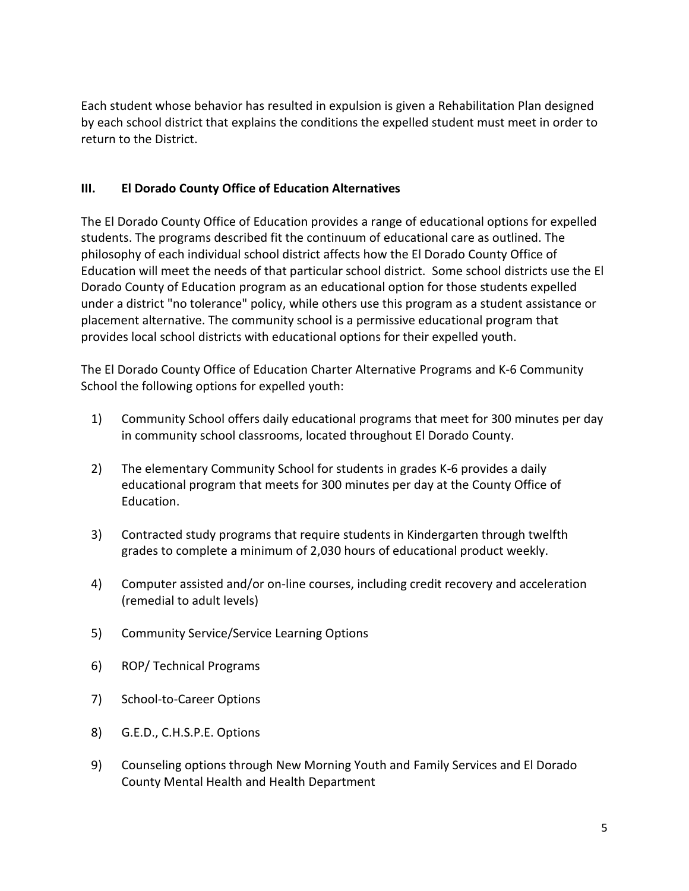Each student whose behavior has resulted in expulsion is given a Rehabilitation Plan designed by each school district that explains the conditions the expelled student must meet in order to return to the District.

## III. El Dorado County Office of Education Alternatives

The El Dorado County Office of Education provides a range of educational options for expelled students. The programs described fit the continuum of educational care as outlined. The philosophy of each individual school district affects how the El Dorado County Office of Education will meet the needs of that particular school district. Some school districts use the El Dorado County of Education program as an educational option for those students expelled under a district "no tolerance" policy, while others use this program as a student assistance or placement alternative. The community school is a permissive educational program that provides local school districts with educational options for their expelled youth.

The El Dorado County Office of Education Charter Alternative Programs and K-6 Community School the following options for expelled youth:

1) Community School offers daily educational programs that meet for 300 minutes per day in community school classrooms, located throughout El Dorado County.

2) The elementary Community School for students in grades K-6 provides a daily educational program that meets for 300 minutes per day at the County Office of Education.

3) Contracted study programs that require students in Kindergarten through twelfth grades to complete a minimum of 2,030 hours of educational product weekly.

4) Computer assisted and/or on-line courses, including credit recovery and acceleration (remedial to adult levels)

5) Community Service/Service Learning Options

6) ROP/ Technical Programs

7) School-to-Career Options

8) G.E.D., C.H.S.P.E. Options

9) Counseling options through New Morning Youth and Family Services and El Dorado County Mental Health and Health Department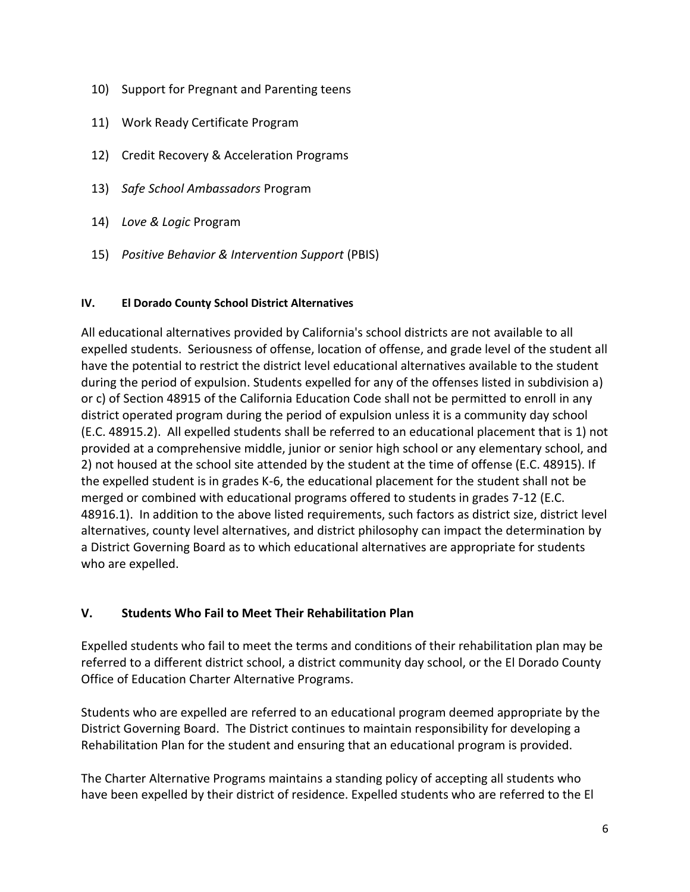10) Support for Pregnant and Parenting teens

11) Work Ready Certificate Program

12) Credit Recovery & Acceleration Programs

13) *Safe School Ambassadors* Program

14) *Love & Logic* Program

15) *Positive Behavior & Intervention Support* (PBIS)

#### IV. El Dorado County School District Alternatives

All educational alternatives provided by California's school districts are not available to all expelled students. Seriousness of offense, location of offense, and grade level of the student all have the potential to restrict the district level educational alternatives available to the student during the period of expulsion. Students expelled for any of the offenses listed in subdivision a) or c) of Section 48915 of the California Education Code shall not be permitted to enroll in any district operated program during the period of expulsion unless it is a community day school (E.C. 48915.2). All expelled students shall be referred to an educational placement that is 1) not provided at a comprehensive middle, junior or senior high school or any elementary school, and 2) not housed at the school site attended by the student at the time of offense (E.C. 48915). If the expelled student is in grades K-6, the educational placement for the student shall not be merged or combined with educational programs offered to students in grades 7-12 (E.C. 48916.1). In addition to the above listed requirements, such factors as district size, district level alternatives, county level alternatives, and district philosophy can impact the determination by a District Governing Board as to which educational alternatives are appropriate for students who are expelled.

### V. Students Who Fail to Meet Their Rehabilitation Plan

Expelled students who fail to meet the terms and conditions of their rehabilitation plan may be referred to a different district school, a district community day school, or the El Dorado County Office of Education Charter Alternative Programs.

Students who are expelled are referred to an educational program deemed appropriate by the District Governing Board. The District continues to maintain responsibility for developing a Rehabilitation Plan for the student and ensuring that an educational program is provided.

The Charter Alternative Programs maintains a standing policy of accepting all students who have been expelled by their district of residence. Expelled students who are referred to the El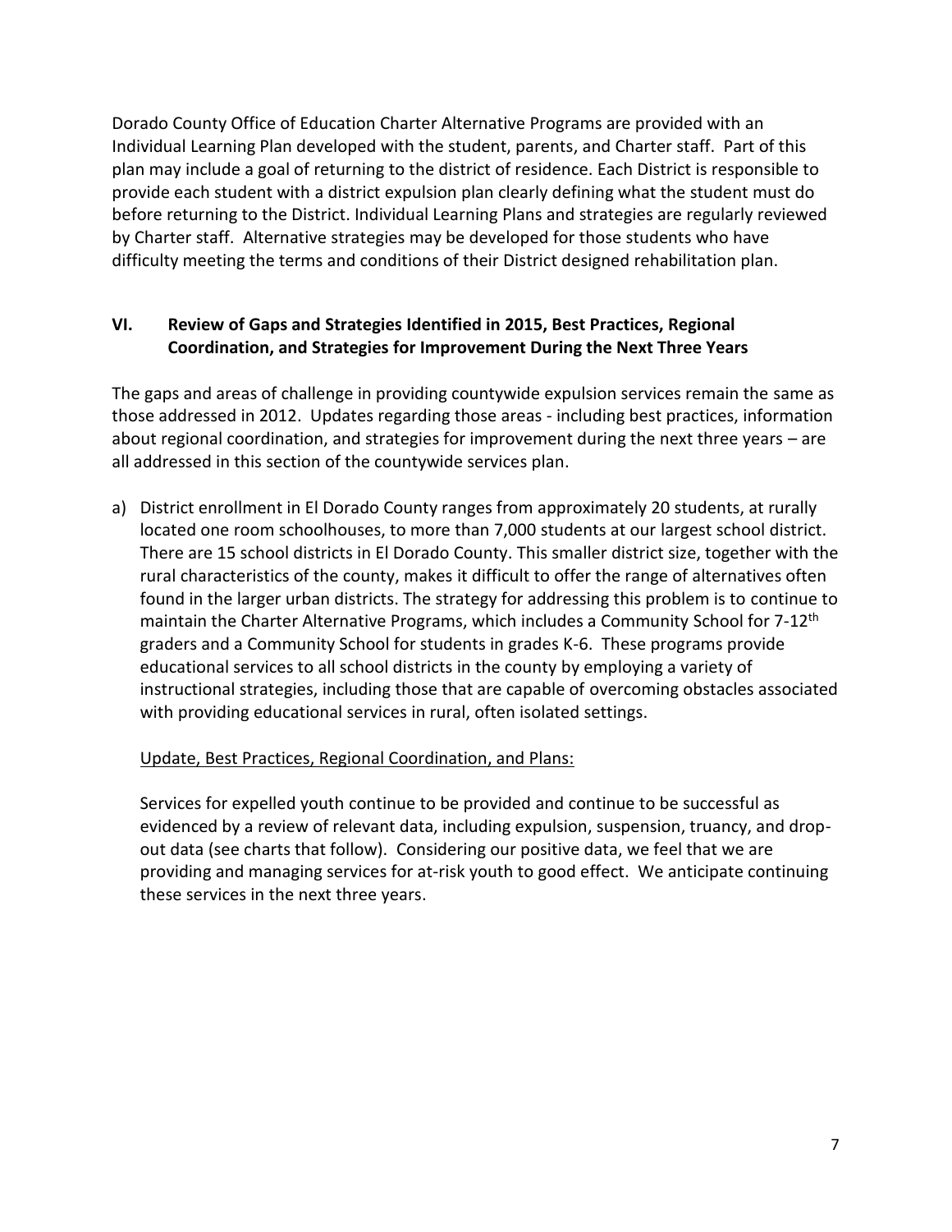Dorado County Office of Education Charter Alternative Programs are provided with an Individual Learning Plan developed with the student, parents, and Charter staff. Part of this plan may include a goal of returning to the district of residence. Each District is responsible to provide each student with a district expulsion plan clearly defining what the student must do before returning to the District. Individual Learning Plans and strategies are regularly reviewed by Charter staff. Alternative strategies may be developed for those students who have difficulty meeting the terms and conditions of their District designed rehabilitation plan.

## VI. Review of Gaps and Strategies Identified in 2015, Best Practices, Regional Coordination, and Strategies for Improvement During the Next Three Years

The gaps and areas of challenge in providing countywide expulsion services remain the same as those addressed in 2012. Updates regarding those areas - including best practices, information about regional coordination, and strategies for improvement during the next three years – are all addressed in this section of the countywide services plan.

a) District enrollment in El Dorado County ranges from approximately 20 students, at rurally located one room schoolhouses, to more than 7,000 students at our largest school district. There are 15 school districts in El Dorado County. This smaller district size, together with the rural characteristics of the county, makes it difficult to offer the range of alternatives often found in the larger urban districts. The strategy for addressing this problem is to continue to maintain the Charter Alternative Programs, which includes a Community School for 7-12th graders and a Community School for students in grades K-6. These programs provide educational services to all school districts in the county by employing a variety of instructional strategies, including those that are capable of overcoming obstacles associated with providing educational services in rural, often isolated settings.

   Update, Best Practices, Regional Coordination, and Plans:

   Services for expelled youth continue to be provided and continue to be successful as evidenced by a review of relevant data, including expulsion, suspension, truancy, and drop-out data (see charts that follow). Considering our positive data, we feel that we are providing and managing services for at-risk youth to good effect. We anticipate continuing these services in the next three years.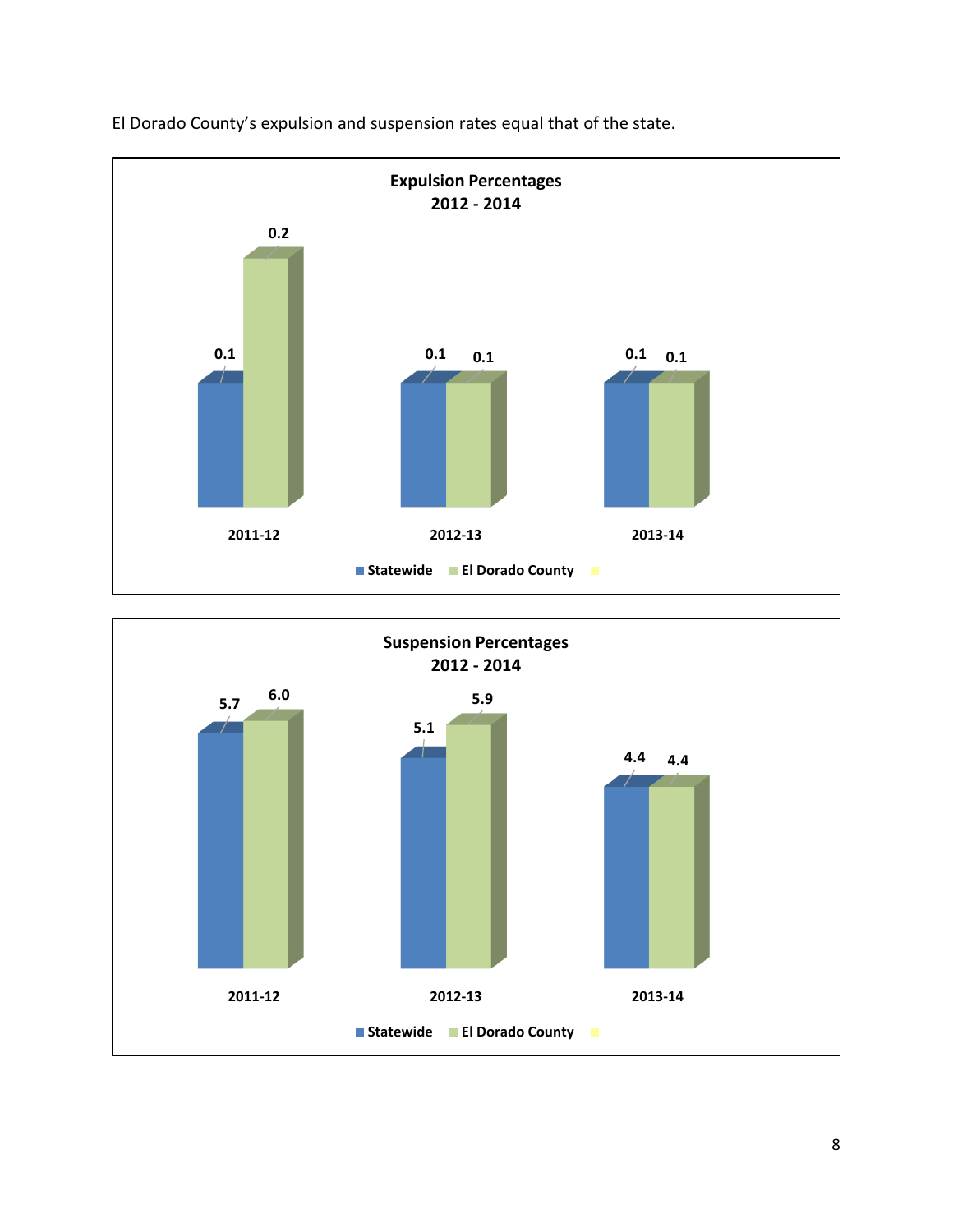El Dorado County's expulsion and suspension rates equal that of the state.

**Expulsion Percentages 2012 - 2014**

| | Statewide | El Dorado County |
|---|---|---|
| 2011-12 | 0.1 | 0.2 |
| 2012-13 | 0.1 | 0.1 |
| 2013-14 | 0.1 | 0.1 |

**Suspension Percentages 2012 - 2014**

| | Statewide | El Dorado County |
|---|---|---|
| 2011-12 | 5.7 | 6.0 |
| 2012-13 | 5.1 | 5.9 |
| 2013-14 | 4.4 | 4.4 |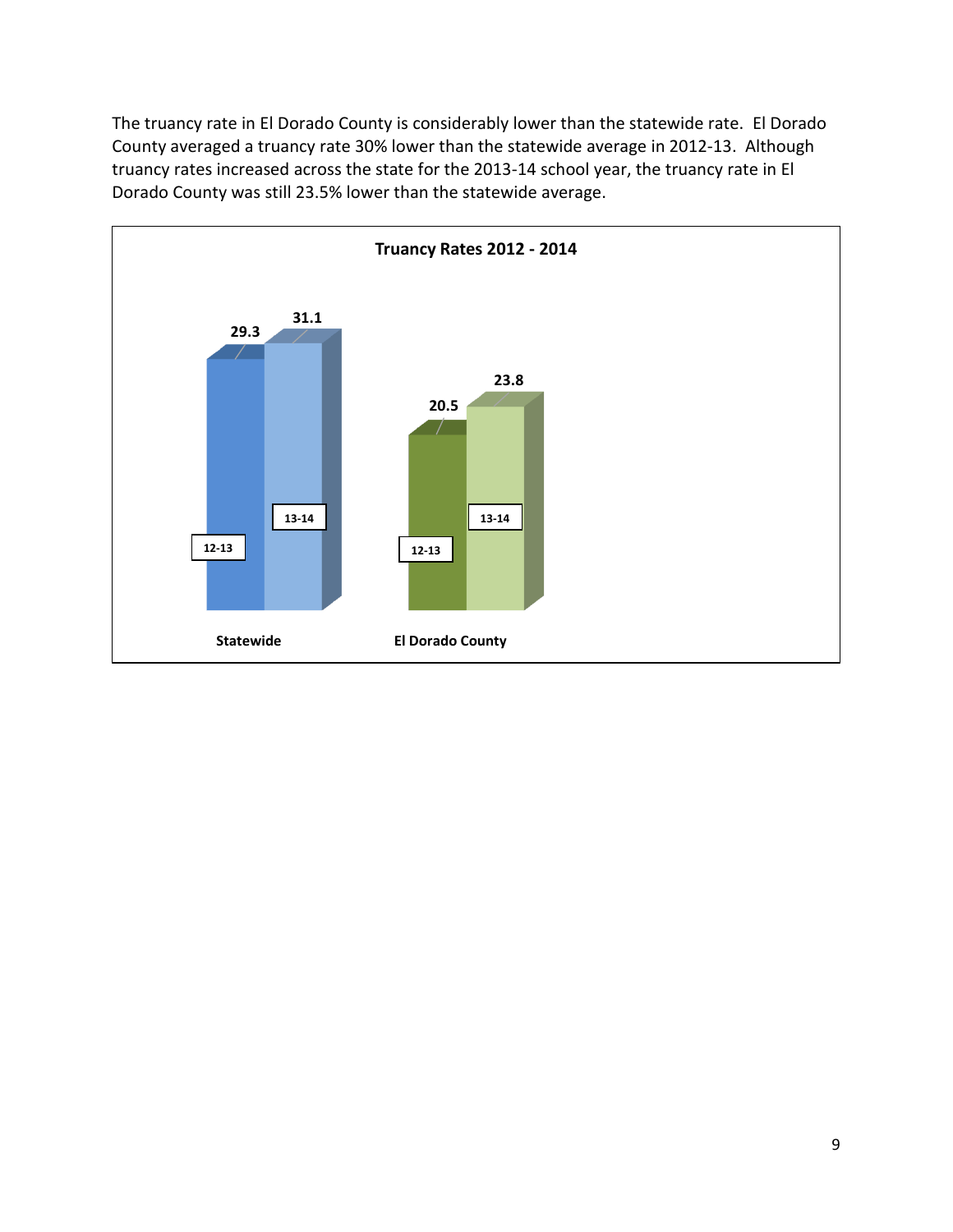The truancy rate in El Dorado County is considerably lower than the statewide rate. El Dorado County averaged a truancy rate 30% lower than the statewide average in 2012-13. Although truancy rates increased across the state for the 2013-14 school year, the truancy rate in El Dorado County was still 23.5% lower than the statewide average.

**Truancy Rates 2012 - 2014**

| | 12-13 | 13-14 |
|---|---|---|
| Statewide | 29.3 | 31.1 |
| El Dorado County | 20.5 | 23.8 |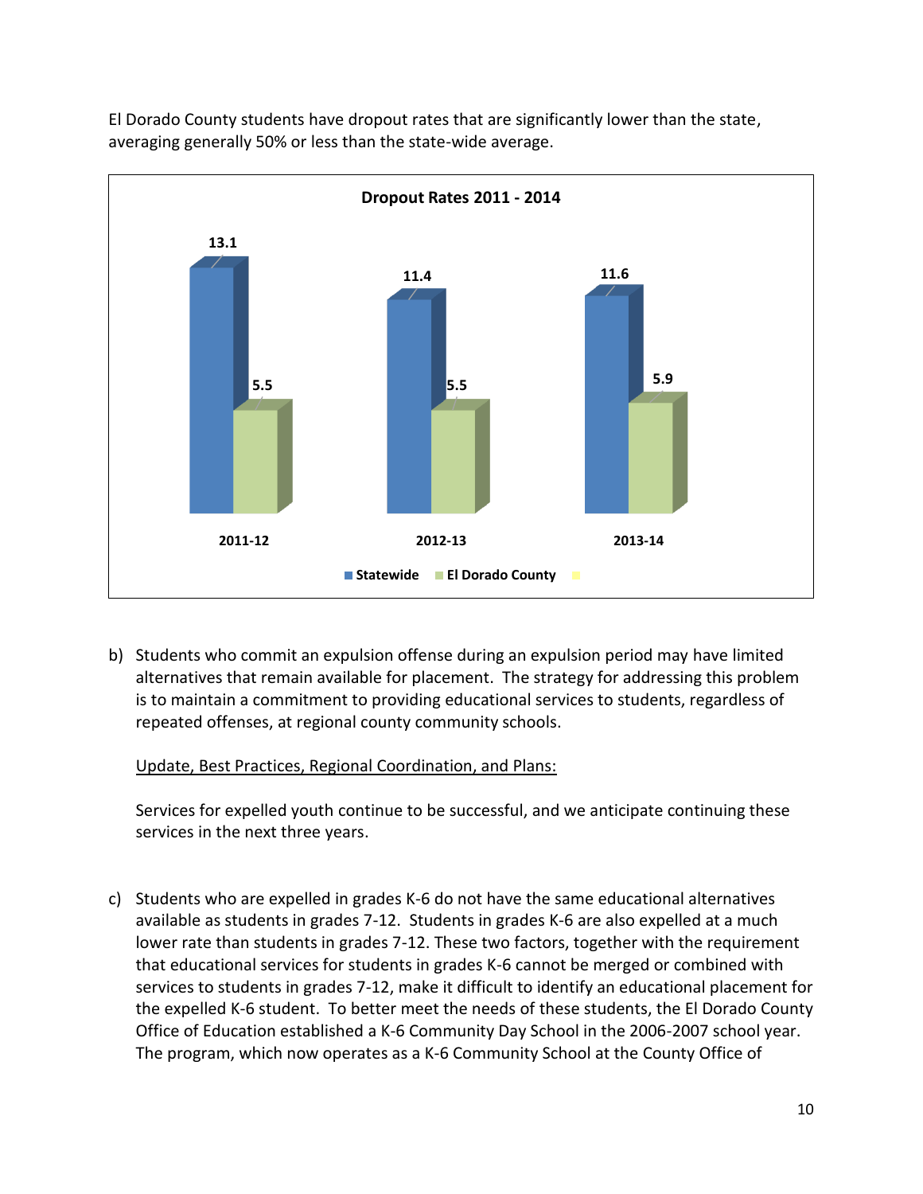El Dorado County students have dropout rates that are significantly lower than the state, averaging generally 50% or less than the state-wide average.

**Dropout Rates 2011 - 2014**

| | Statewide | El Dorado County |
|---|---|---|
| 2011-12 | 13.1 | 5.5 |
| 2012-13 | 11.4 | 5.5 |
| 2013-14 | 11.6 | 5.9 |

b) Students who commit an expulsion offense during an expulsion period may have limited alternatives that remain available for placement. The strategy for addressing this problem is to maintain a commitment to providing educational services to students, regardless of repeated offenses, at regional county community schools.

   Update, Best Practices, Regional Coordination, and Plans:

   Services for expelled youth continue to be successful, and we anticipate continuing these services in the next three years.

c) Students who are expelled in grades K-6 do not have the same educational alternatives available as students in grades 7-12. Students in grades K-6 are also expelled at a much lower rate than students in grades 7-12. These two factors, together with the requirement that educational services for students in grades K-6 cannot be merged or combined with services to students in grades 7-12, make it difficult to identify an educational placement for the expelled K-6 student. To better meet the needs of these students, the El Dorado County Office of Education established a K-6 Community Day School in the 2006-2007 school year. The program, which now operates as a K-6 Community School at the County Office of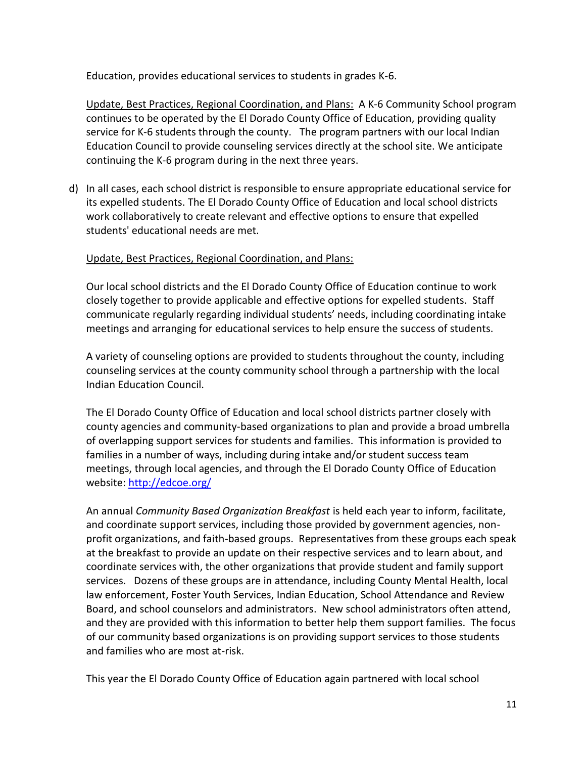Education, provides educational services to students in grades K-6.

Update, Best Practices, Regional Coordination, and Plans: A K-6 Community School program continues to be operated by the El Dorado County Office of Education, providing quality service for K-6 students through the county. The program partners with our local Indian Education Council to provide counseling services directly at the school site. We anticipate continuing the K-6 program during in the next three years.

d) In all cases, each school district is responsible to ensure appropriate educational service for its expelled students. The El Dorado County Office of Education and local school districts work collaboratively to create relevant and effective options to ensure that expelled students' educational needs are met.

   Update, Best Practices, Regional Coordination, and Plans:

   Our local school districts and the El Dorado County Office of Education continue to work closely together to provide applicable and effective options for expelled students. Staff communicate regularly regarding individual students' needs, including coordinating intake meetings and arranging for educational services to help ensure the success of students.

   A variety of counseling options are provided to students throughout the county, including counseling services at the county community school through a partnership with the local Indian Education Council.

   The El Dorado County Office of Education and local school districts partner closely with county agencies and community-based organizations to plan and provide a broad umbrella of overlapping support services for students and families. This information is provided to families in a number of ways, including during intake and/or student success team meetings, through local agencies, and through the El Dorado County Office of Education website: [http://edcoe.org/](http://edcoe.org/)

   An annual *Community Based Organization Breakfast* is held each year to inform, facilitate, and coordinate support services, including those provided by government agencies, non-profit organizations, and faith-based groups. Representatives from these groups each speak at the breakfast to provide an update on their respective services and to learn about, and coordinate services with, the other organizations that provide student and family support services. Dozens of these groups are in attendance, including County Mental Health, local law enforcement, Foster Youth Services, Indian Education, School Attendance and Review Board, and school counselors and administrators. New school administrators often attend, and they are provided with this information to better help them support families. The focus of our community based organizations is on providing support services to those students and families who are most at-risk.

   This year the El Dorado County Office of Education again partnered with local school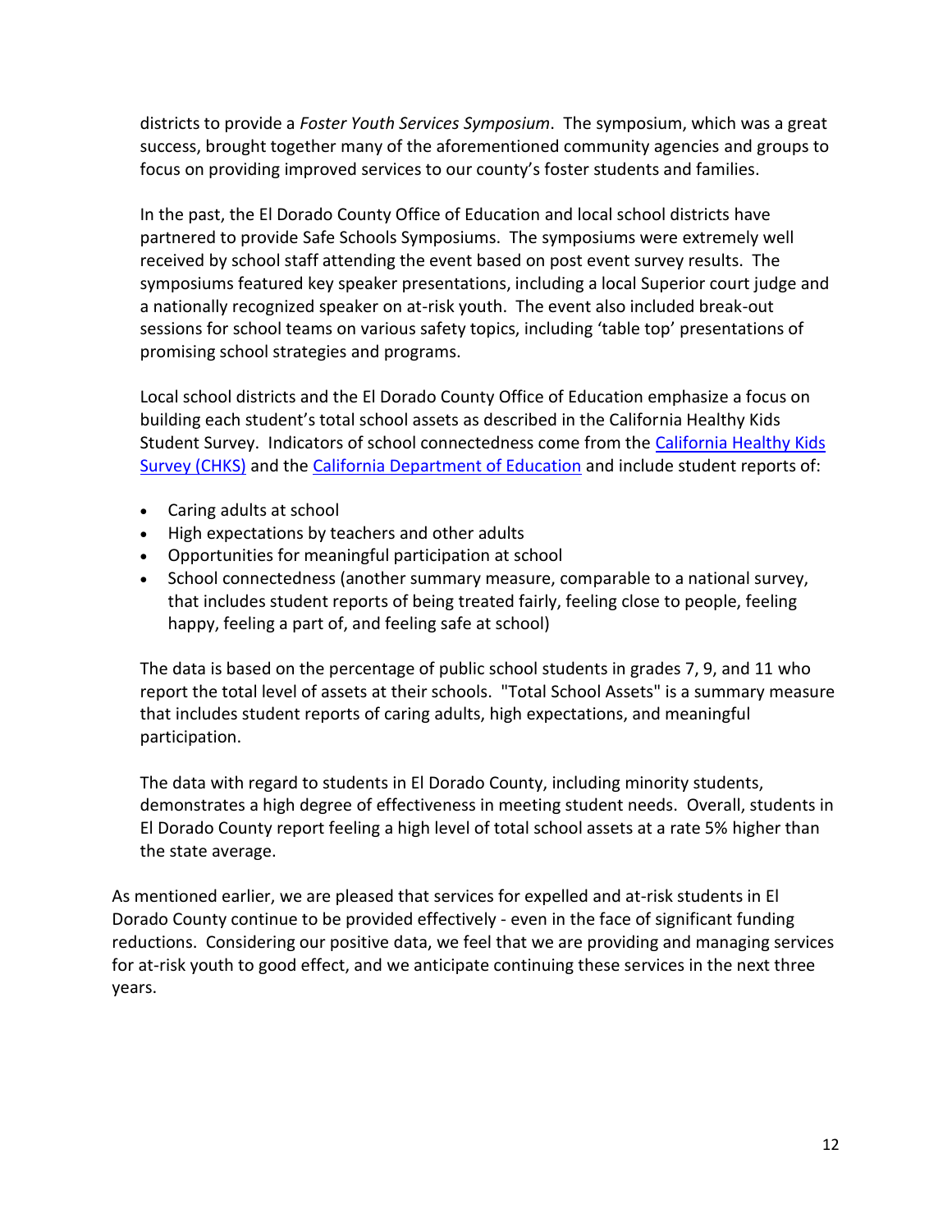districts to provide a *Foster Youth Services Symposium*. The symposium, which was a great success, brought together many of the aforementioned community agencies and groups to focus on providing improved services to our county's foster students and families.

In the past, the El Dorado County Office of Education and local school districts have partnered to provide Safe Schools Symposiums. The symposiums were extremely well received by school staff attending the event based on post event survey results. The symposiums featured key speaker presentations, including a local Superior court judge and a nationally recognized speaker on at-risk youth. The event also included break-out sessions for school teams on various safety topics, including 'table top' presentations of promising school strategies and programs.

Local school districts and the El Dorado County Office of Education emphasize a focus on building each student's total school assets as described in the California Healthy Kids Student Survey. Indicators of school connectedness come from the [California Healthy Kids Survey (CHKS)]() and the [California Department of Education]() and include student reports of:

- Caring adults at school
- High expectations by teachers and other adults
- Opportunities for meaningful participation at school
- School connectedness (another summary measure, comparable to a national survey, that includes student reports of being treated fairly, feeling close to people, feeling happy, feeling a part of, and feeling safe at school)

The data is based on the percentage of public school students in grades 7, 9, and 11 who report the total level of assets at their schools. "Total School Assets" is a summary measure that includes student reports of caring adults, high expectations, and meaningful participation.

The data with regard to students in El Dorado County, including minority students, demonstrates a high degree of effectiveness in meeting student needs. Overall, students in El Dorado County report feeling a high level of total school assets at a rate 5% higher than the state average.

As mentioned earlier, we are pleased that services for expelled and at-risk students in El Dorado County continue to be provided effectively - even in the face of significant funding reductions. Considering our positive data, we feel that we are providing and managing services for at-risk youth to good effect, and we anticipate continuing these services in the next three years.